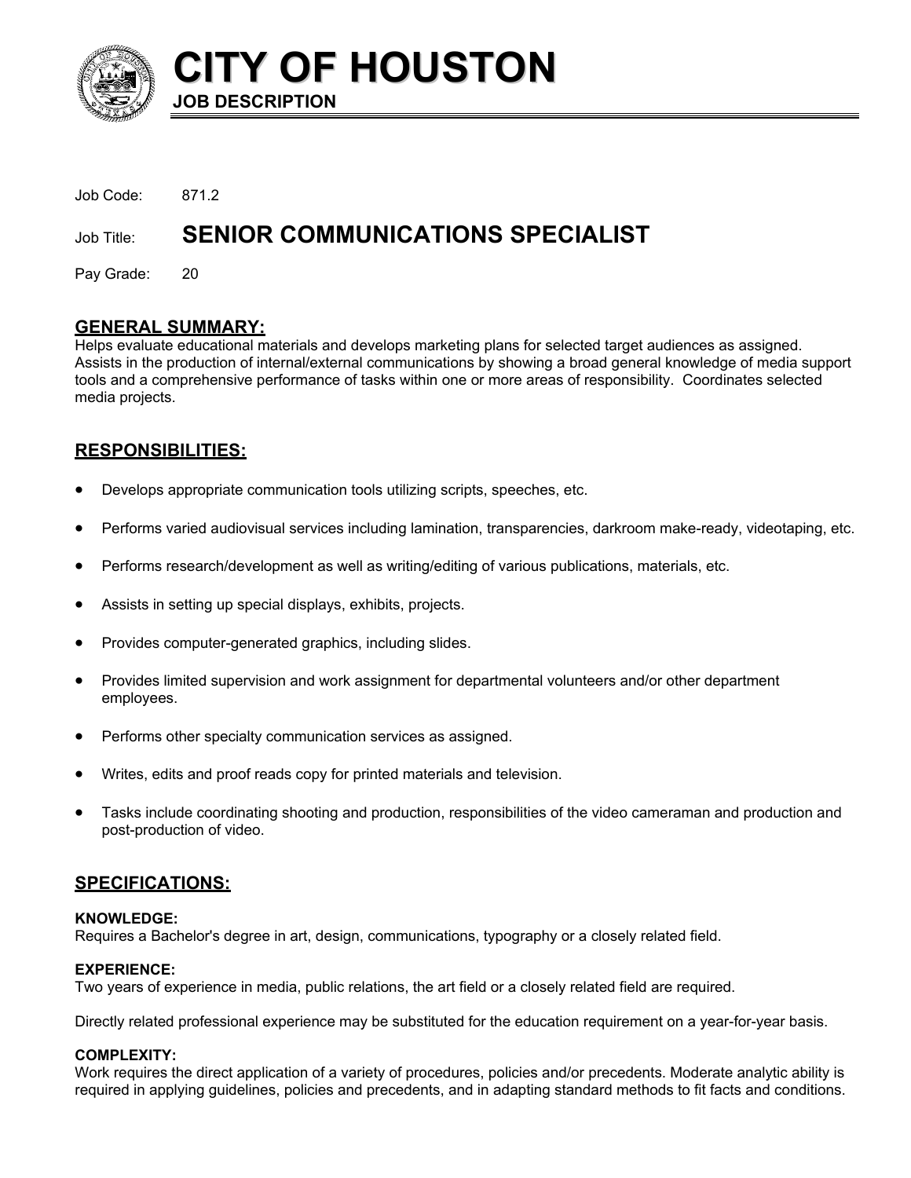# CITY OF HOUSTON

**JOB DESCRIPTION**

Job Code: 871.2

Job Title: **SENIOR COMMUNICATIONS SPECIALIST**

Pay Grade: 20

## GENERAL SUMMARY:

Helps evaluate educational materials and develops marketing plans for selected target audiences as assigned. Assists in the production of internal/external communications by showing a broad general knowledge of media support tools and a comprehensive performance of tasks within one or more areas of responsibility. Coordinates selected media projects.

## RESPONSIBILITIES:

- Develops appropriate communication tools utilizing scripts, speeches, etc.
- Performs varied audiovisual services including lamination, transparencies, darkroom make-ready, videotaping, etc.
- Performs research/development as well as writing/editing of various publications, materials, etc.
- Assists in setting up special displays, exhibits, projects.
- Provides computer-generated graphics, including slides.
- Provides limited supervision and work assignment for departmental volunteers and/or other department employees.
- Performs other specialty communication services as assigned.
- Writes, edits and proof reads copy for printed materials and television.
- Tasks include coordinating shooting and production, responsibilities of the video cameraman and production and post-production of video.

## SPECIFICATIONS:

### KNOWLEDGE:

Requires a Bachelor's degree in art, design, communications, typography or a closely related field.

### EXPERIENCE:

Two years of experience in media, public relations, the art field or a closely related field are required.

Directly related professional experience may be substituted for the education requirement on a year-for-year basis.

### COMPLEXITY:

Work requires the direct application of a variety of procedures, policies and/or precedents. Moderate analytic ability is required in applying guidelines, policies and precedents, and in adapting standard methods to fit facts and conditions.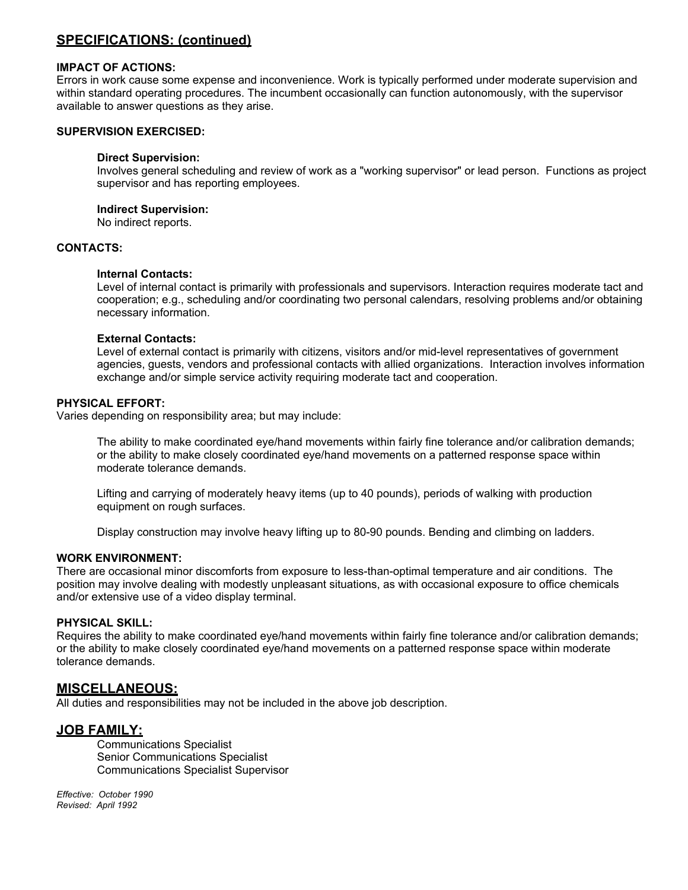## SPECIFICATIONS: (continued)

**IMPACT OF ACTIONS:**
Errors in work cause some expense and inconvenience. Work is typically performed under moderate supervision and within standard operating procedures. The incumbent occasionally can function autonomously, with the supervisor available to answer questions as they arise.

**SUPERVISION EXERCISED:**

**Direct Supervision:**
Involves general scheduling and review of work as a "working supervisor" or lead person. Functions as project supervisor and has reporting employees.

**Indirect Supervision:**
No indirect reports.

**CONTACTS:**

**Internal Contacts:**
Level of internal contact is primarily with professionals and supervisors. Interaction requires moderate tact and cooperation; e.g., scheduling and/or coordinating two personal calendars, resolving problems and/or obtaining necessary information.

**External Contacts:**
Level of external contact is primarily with citizens, visitors and/or mid-level representatives of government agencies, guests, vendors and professional contacts with allied organizations. Interaction involves information exchange and/or simple service activity requiring moderate tact and cooperation.

**PHYSICAL EFFORT:**
Varies depending on responsibility area; but may include:

The ability to make coordinated eye/hand movements within fairly fine tolerance and/or calibration demands; or the ability to make closely coordinated eye/hand movements on a patterned response space within moderate tolerance demands.

Lifting and carrying of moderately heavy items (up to 40 pounds), periods of walking with production equipment on rough surfaces.

Display construction may involve heavy lifting up to 80-90 pounds. Bending and climbing on ladders.

**WORK ENVIRONMENT:**
There are occasional minor discomforts from exposure to less-than-optimal temperature and air conditions. The position may involve dealing with modestly unpleasant situations, as with occasional exposure to office chemicals and/or extensive use of a video display terminal.

**PHYSICAL SKILL:**
Requires the ability to make coordinated eye/hand movements within fairly fine tolerance and/or calibration demands; or the ability to make closely coordinated eye/hand movements on a patterned response space within moderate tolerance demands.

## MISCELLANEOUS:

All duties and responsibilities may not be included in the above job description.

## JOB FAMILY:

Communications Specialist
Senior Communications Specialist
Communications Specialist Supervisor

*Effective: October 1990*
*Revised: April 1992*